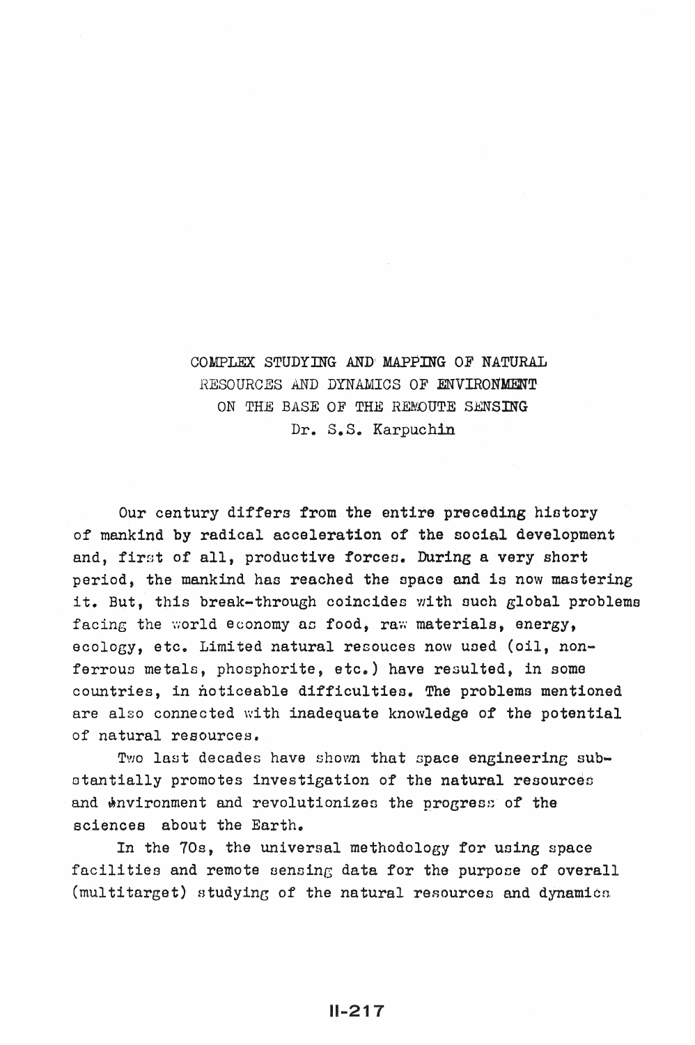# COMPLEX STUDYING AND MAPPING OF NATURAL RESOURCES AND DYNAMICS OF ENVIRONMENT ON THE BASE OF THE REMOUTE SENSING

Dr. S.S. Karpuchin

Our century differs from the entire preceding history of mankind by radical acceleration of the social development and, first of all, productive forces. During a very short period, the mankind has reached the space and is now mastering it. But, this break-through coincides with such global problems facing the world economy as food, raw materials, energy, ecology, etc. Limited natural resouces now used (oil, non-ferrous metals, phosphorite, etc.) have resulted, in some countries, in noticeable difficulties. The problems mentioned are also connected with inadequate knowledge of the potential of natural resources.

Two last decades have shown that space engineering substantially promotes investigation of the natural resources and environment and revolutionizes the progress of the sciences about the Earth.

In the 70s, the universal methodology for using space facilities and remote sensing data for the purpose of overall (multitarget) studying of the natural resources and dynamics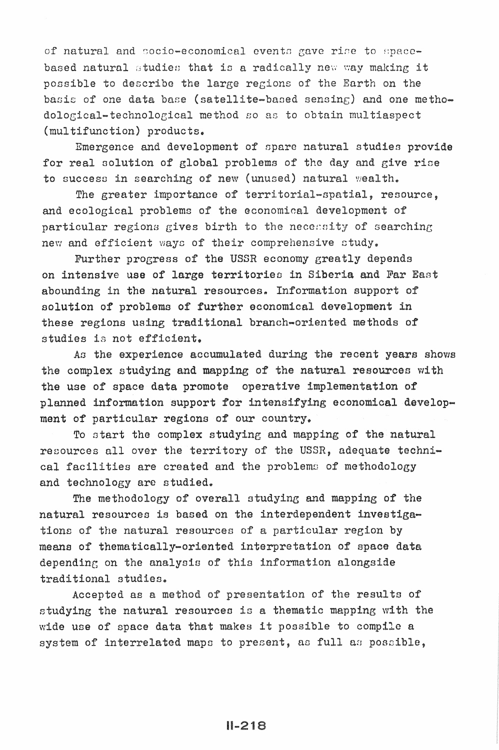of natural and socio-economical events gave rise to space-based natural studies that is a radically new way making it possible to describe the large regions of the Earth on the basis of one data base (satellite-based sensing) and one methodological-technological method so as to obtain multiaspect (multifunction) products.

Emergence and development of spare natural studies provide for real solution of global problems of the day and give rise to success in searching of new (unused) natural wealth.

The greater importance of territorial-spatial, resource, and ecological problems of the economical development of particular regions gives birth to the necessity of searching new and efficient ways of their comprehensive study.

Further progress of the USSR economy greatly depends on intensive use of large territories in Siberia and Far East abounding in the natural resources. Information support of solution of problems of further economical development in these regions using traditional branch-oriented methods of studies is not efficient.

As the experience accumulated during the recent years shows the complex studying and mapping of the natural resources with the use of space data promote operative implementation of planned information support for intensifying economical development of particular regions of our country.

To start the complex studying and mapping of the natural resources all over the territory of the USSR, adequate technical facilities are created and the problems of methodology and technology are studied.

The methodology of overall studying and mapping of the natural resources is based on the interdependent investigations of the natural resources of a particular region by means of thematically-oriented interpretation of space data depending on the analysis of this information alongside traditional studies.

Accepted as a method of presentation of the results of studying the natural resources is a thematic mapping with the wide use of space data that makes it possible to compile a system of interrelated maps to present, as full as possible,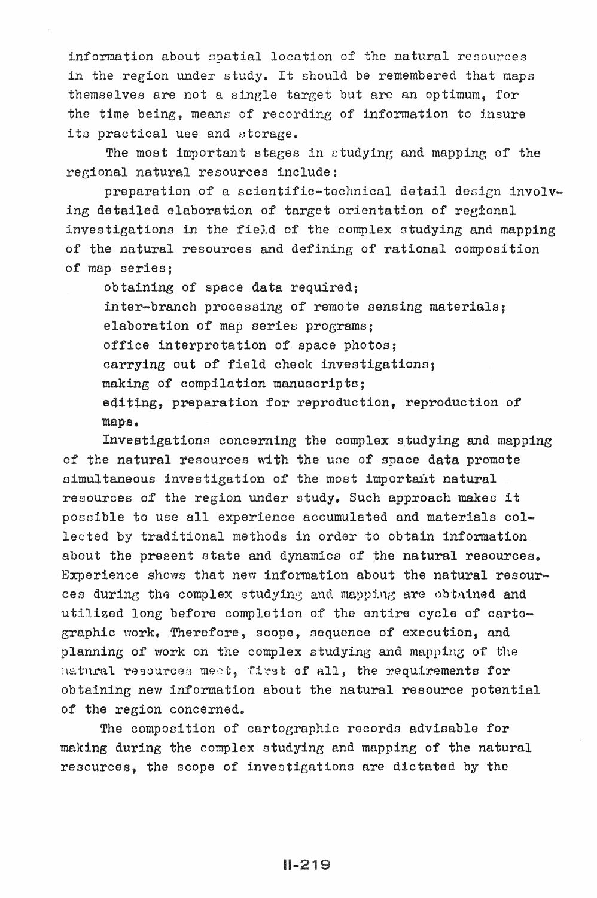information about spatial location of the natural resources in the region under study. It should be remembered that maps themselves are not a single target but are an optimum, for the time being, means of recording of information to insure its practical use and storage.

The most important stages in studying and mapping of the regional natural resources include:

preparation of a scientific-technical detail design involving detailed elaboration of target orientation of regional investigations in the field of the complex studying and mapping of the natural resources and defining of rational composition of map series;

obtaining of space data required;

inter-branch processing of remote sensing materials;

elaboration of map series programs;

office interpretation of space photos;

carrying out of field check investigations;

making of compilation manuscripts;

editing, preparation for reproduction, reproduction of maps.

Investigations concerning the complex studying and mapping of the natural resources with the use of space data promote simultaneous investigation of the most important natural resources of the region under study. Such approach makes it possible to use all experience accumulated and materials collected by traditional methods in order to obtain information about the present state and dynamics of the natural resources. Experience shows that new information about the natural resources during the complex studying and mapping are obtained and utilized long before completion of the entire cycle of cartographic work. Therefore, scope, sequence of execution, and planning of work on the complex studying and mapping of the natural resources meet, first of all, the requirements for obtaining new information about the natural resource potential of the region concerned.

The composition of cartographic records advisable for making during the complex studying and mapping of the natural resources, the scope of investigations are dictated by the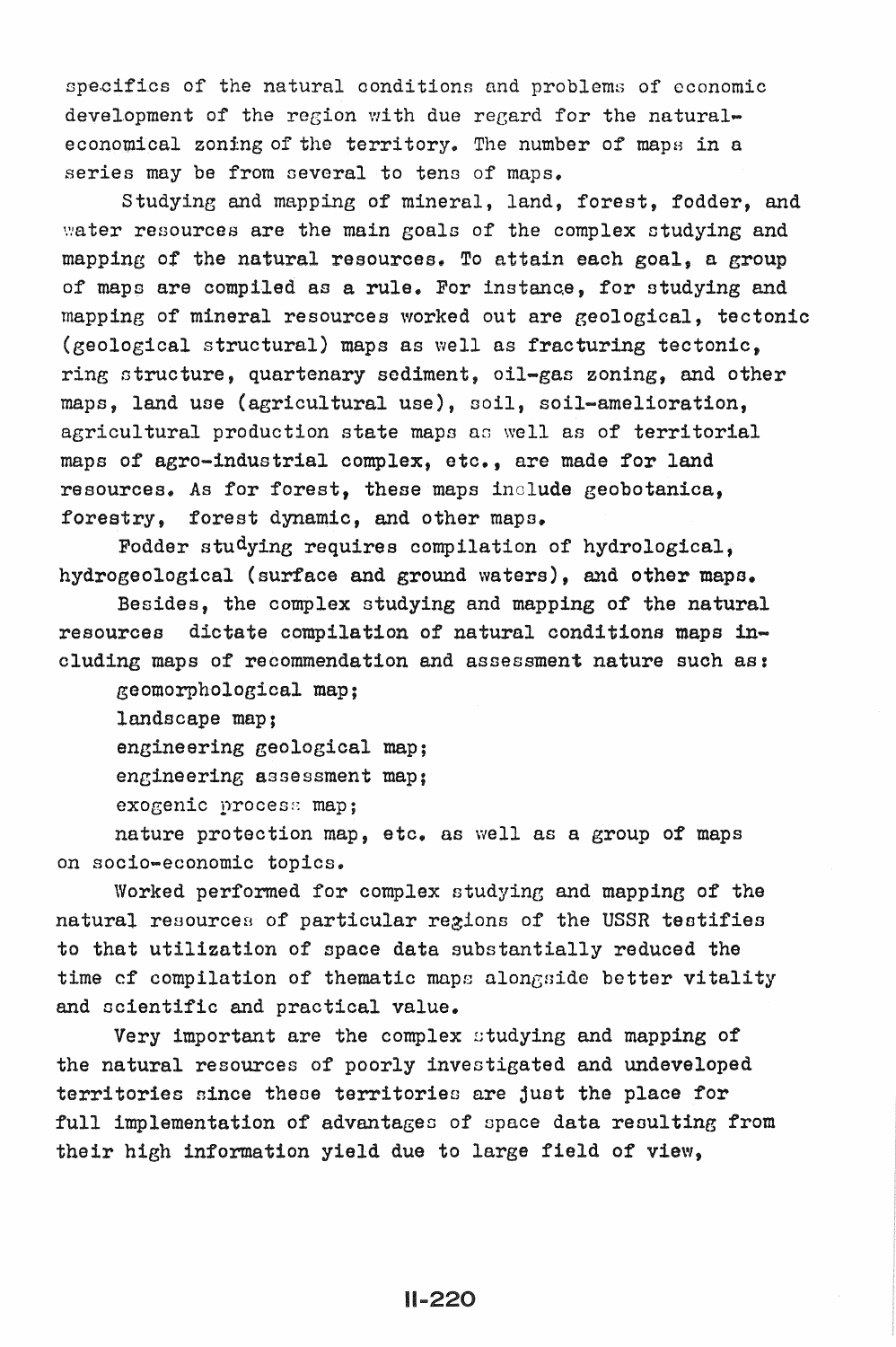specifics of the natural conditions and problems of economic development of the region with due regard for the natural-economical zoning of the territory. The number of maps in a series may be from several to tens of maps.

Studying and mapping of mineral, land, forest, fodder, and water resources are the main goals of the complex studying and mapping of the natural resources. To attain each goal, a group of maps are compiled as a rule. For instance, for studying and mapping of mineral resources worked out are geological, tectonic (geological structural) maps as well as fracturing tectonic, ring structure, quartenary sediment, oil-gas zoning, and other maps, land use (agricultural use), soil, soil-amelioration, agricultural production state maps as well as of territorial maps of agro-industrial complex, etc., are made for land resources. As for forest, these maps include geobotanica, forestry, forest dynamic, and other maps.

Fodder studying requires compilation of hydrological, hydrogeological (surface and ground waters), and other maps.

Besides, the complex studying and mapping of the natural resources dictate compilation of natural conditions maps including maps of recommendation and assessment nature such as:

geomorphological map;

landscape map;

engineering geological map;

engineering assessment map;

exogenic process map;

nature protection map, etc. as well as a group of maps on socio-economic topics.

Worked performed for complex studying and mapping of the natural resources of particular regions of the USSR testifies to that utilization of space data substantially reduced the time of compilation of thematic maps alongside better vitality and scientific and practical value.

Very important are the complex studying and mapping of the natural resources of poorly investigated and undeveloped territories since these territories are just the place for full implementation of advantages of space data resulting from their high information yield due to large field of view,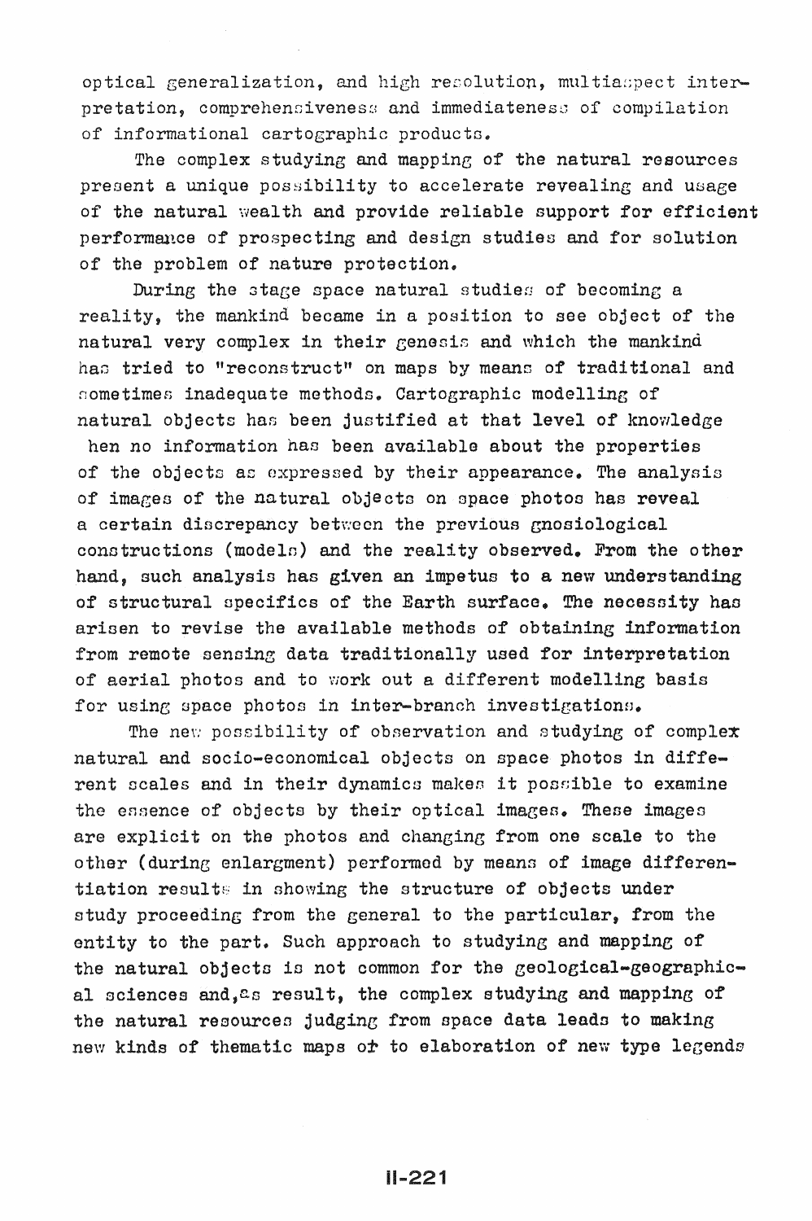optical generalization, and high resolution, multiaspect interpretation, comprehensiveness and immediateness of compilation of informational cartographic products.

The complex studying and mapping of the natural resources present a unique possibility to accelerate revealing and usage of the natural wealth and provide reliable support for efficient performance of prospecting and design studies and for solution of the problem of nature protection.

During the stage space natural studies of becoming a reality, the mankind became in a position to see object of the natural very complex in their genesis and which the mankind has tried to "reconstruct" on maps by means of traditional and sometimes inadequate methods. Cartographic modelling of natural objects has been justified at that level of knowledge hen no information has been available about the properties of the objects as expressed by their appearance. The analysis of images of the natural objects on space photos has reveal a certain discrepancy between the previous gnosiological constructions (models) and the reality observed. From the other hand, such analysis has given an impetus to a new understanding of structural specifics of the Earth surface. The necessity has arisen to revise the available methods of obtaining information from remote sensing data traditionally used for interpretation of aerial photos and to work out a different modelling basis for using space photos in inter-branch investigations.

The new possibility of observation and studying of complex natural and socio-economical objects on space photos in different scales and in their dynamics makes it possible to examine the essence of objects by their optical images. These images are explicit on the photos and changing from one scale to the other (during enlargment) performed by means of image differentiation results in showing the structure of objects under study proceeding from the general to the particular, from the entity to the part. Such approach to studying and mapping of the natural objects is not common for the geological-geographical sciences and, as result, the complex studying and mapping of the natural resources judging from space data leads to making new kinds of thematic maps or to elaboration of new type legends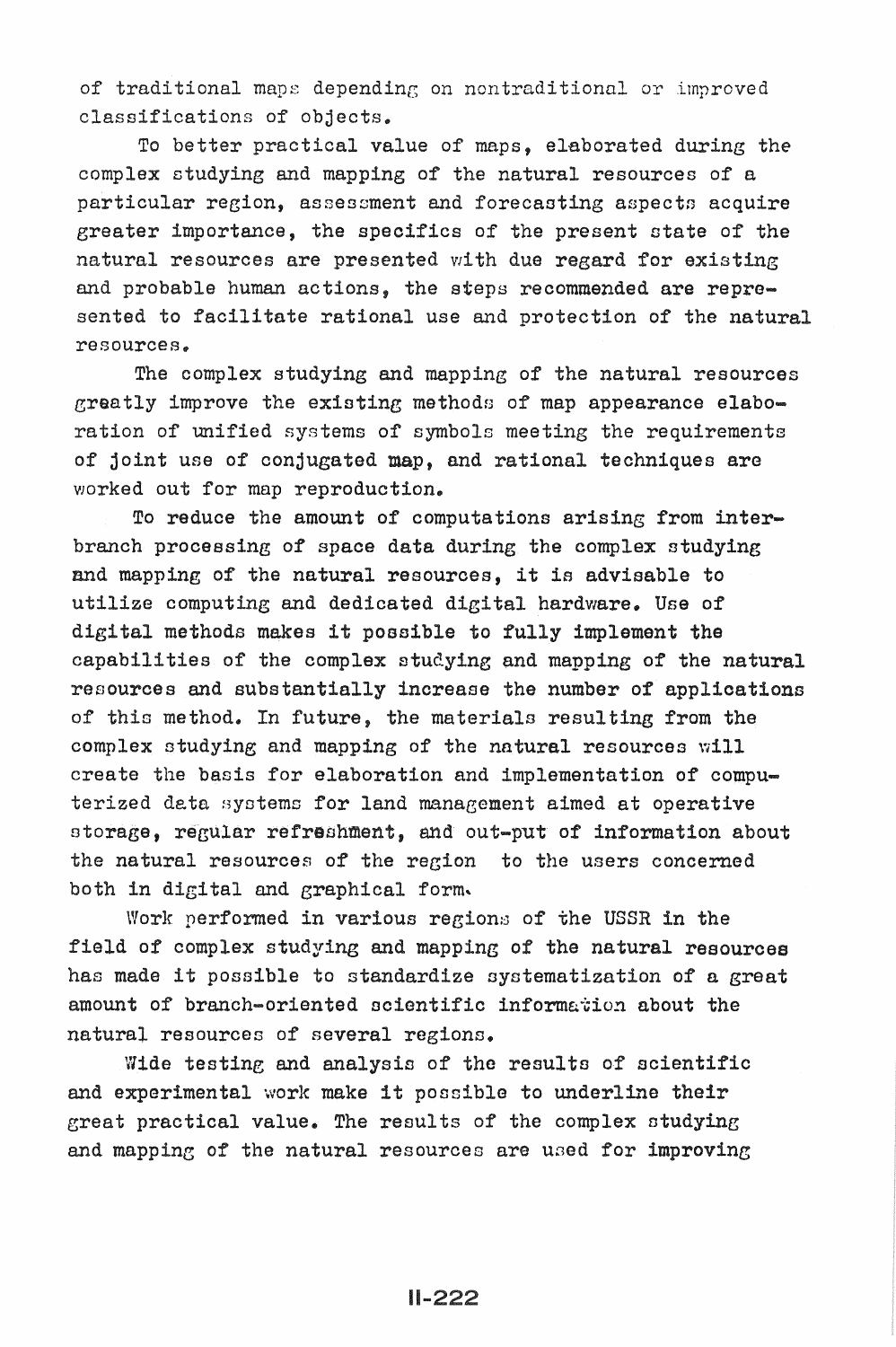of traditional maps depending on nontraditional or improved classifications of objects.

To better practical value of maps, elaborated during the complex studying and mapping of the natural resources of a particular region, assessment and forecasting aspects acquire greater importance, the specifics of the present state of the natural resources are presented with due regard for existing and probable human actions, the steps recommended are represented to facilitate rational use and protection of the natural resources.

The complex studying and mapping of the natural resources greatly improve the existing methods of map appearance elaboration of unified systems of symbols meeting the requirements of joint use of conjugated map, and rational techniques are worked out for map reproduction.

To reduce the amount of computations arising from inter-branch processing of space data during the complex studying and mapping of the natural resources, it is advisable to utilize computing and dedicated digital hardware. Use of digital methods makes it possible to fully implement the capabilities of the complex studying and mapping of the natural resources and substantially increase the number of applications of this method. In future, the materials resulting from the complex studying and mapping of the natural resources will create the basis for elaboration and implementation of computerized data systems for land management aimed at operative storage, regular refreshment, and out-put of information about the natural resources of the region to the users concerned both in digital and graphical form.

Work performed in various regions of the USSR in the field of complex studying and mapping of the natural resources has made it possible to standardize systematization of a great amount of branch-oriented scientific information about the natural resources of several regions.

Wide testing and analysis of the results of scientific and experimental work make it possible to underline their great practical value. The results of the complex studying and mapping of the natural resources are used for improving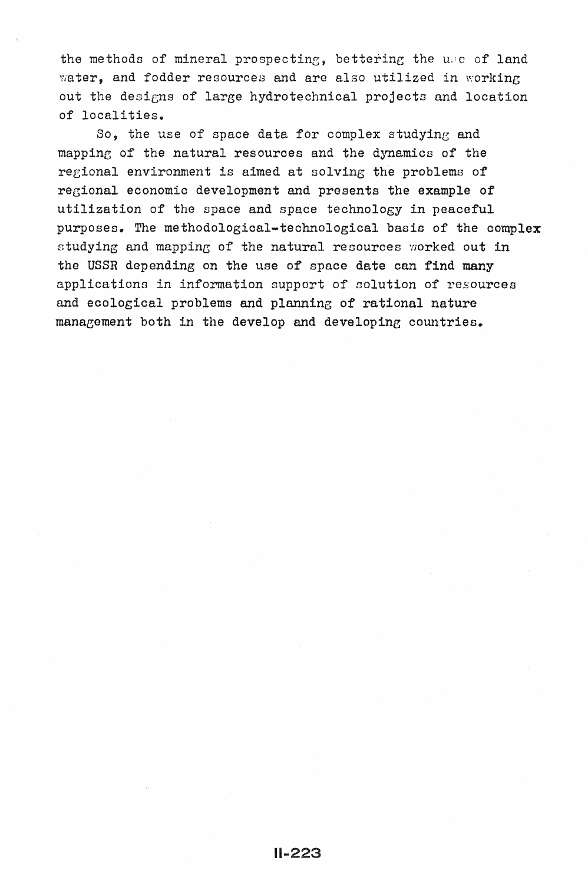the methods of mineral prospecting, bettering the use of land water, and fodder resources and are also utilized in working out the designs of large hydrotechnical projects and location of localities.

So, the use of space data for complex studying and mapping of the natural resources and the dynamics of the regional environment is aimed at solving the problems of regional economic development and presents the example of utilization of the space and space technology in peaceful purposes. The methodological-technological basis of the complex studying and mapping of the natural resources worked out in the USSR depending on the use of space date can find many applications in information support of solution of resources and ecological problems and planning of rational nature management both in the develop and developing countries.